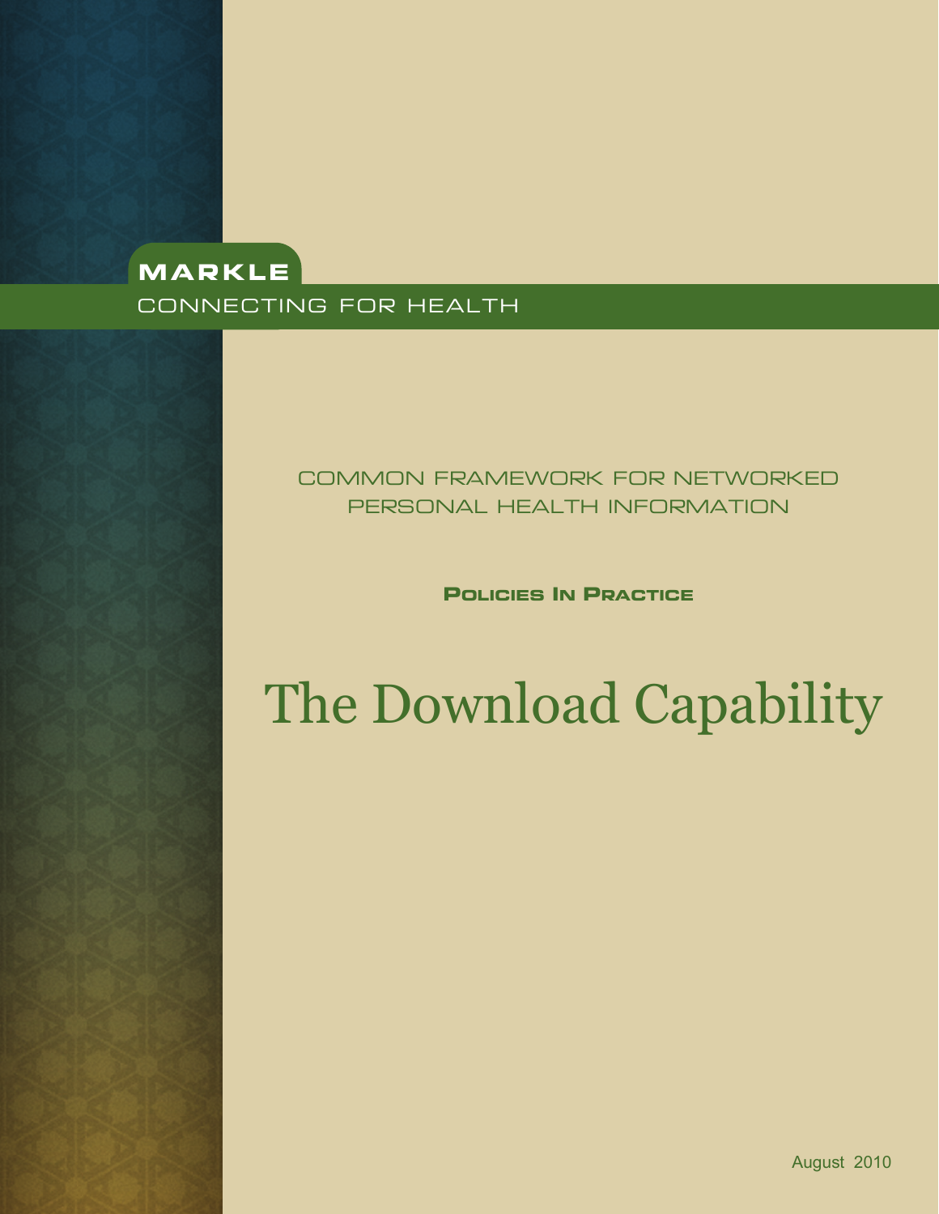MARKLE

CONNECTING FOR HEALTH

COMMON FRAMEWORK FOR NETWORKED PERSONAL HEALTH INFORMATION

**Policies In Practice**

# The Download Capability

August 2010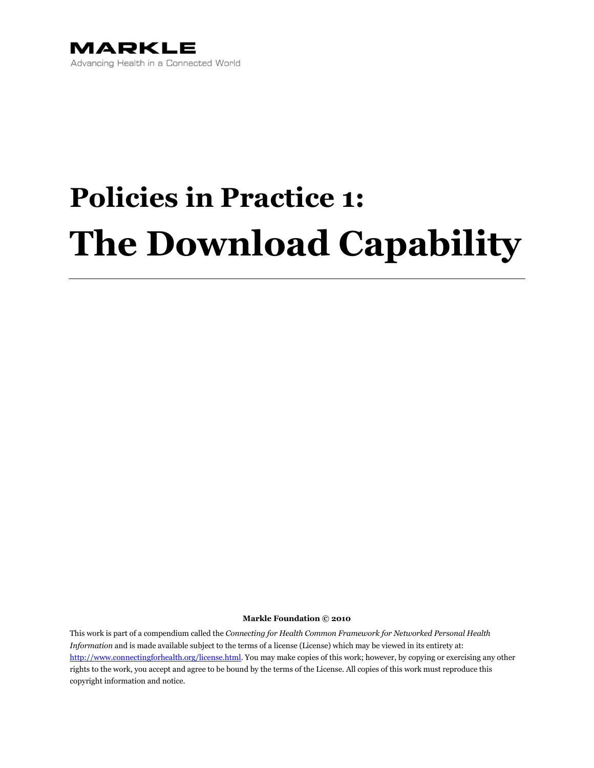**MARKLE**

Advancing Health in a Connected World

# Policies in Practice 1:

# The Download Capability

**Markle Foundation © 2010**

This work is part of a compendium called the *Connecting for Health Common Framework for Networked Personal Health Information* and is made available subject to the terms of a license (License) which may be viewed in its entirety at: http://www.connectingforhealth.org/license.html. You may make copies of this work; however, by copying or exercising any other rights to the work, you accept and agree to be bound by the terms of the License. All copies of this work must reproduce this copyright information and notice.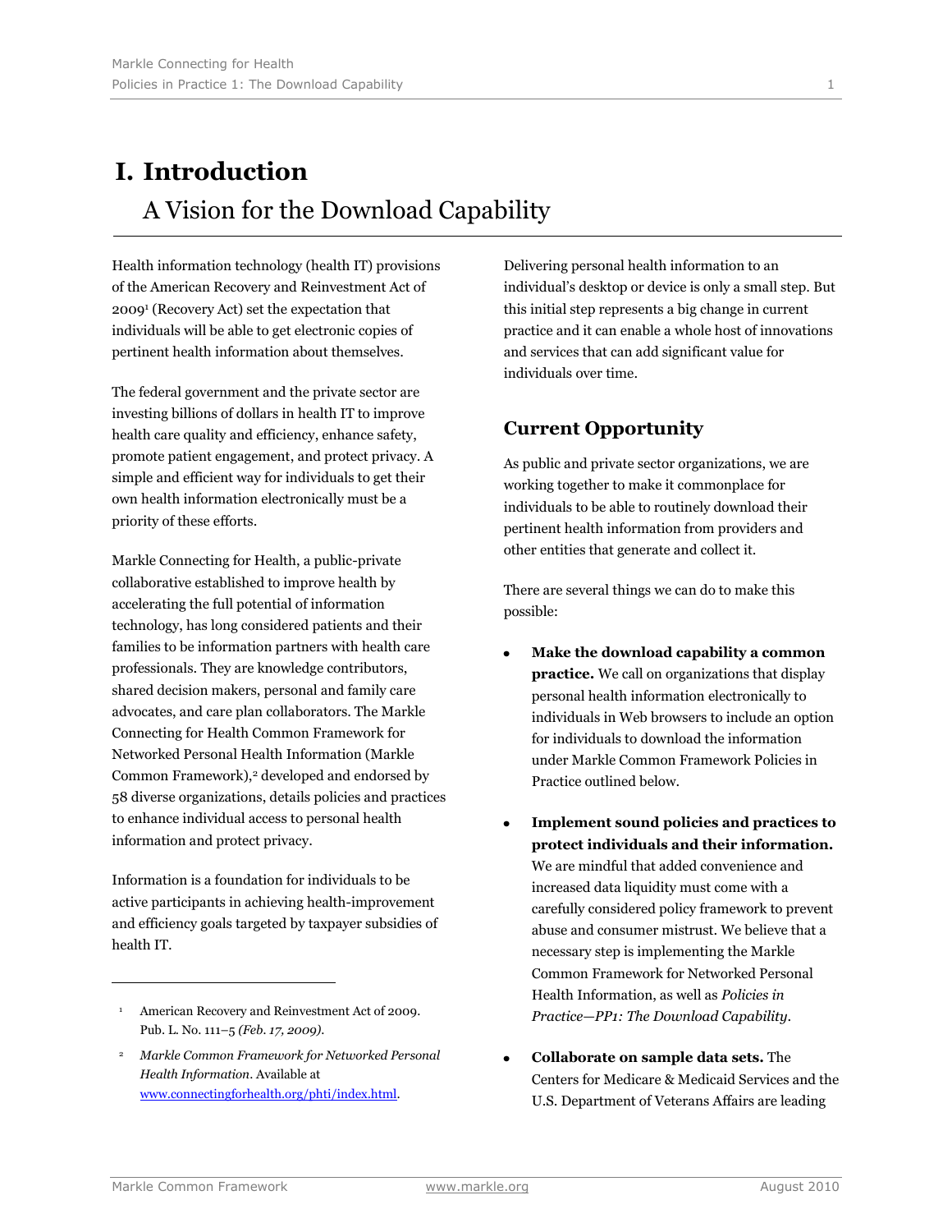# I. Introduction

## A Vision for the Download Capability

Health information technology (health IT) provisions of the American Recovery and Reinvestment Act of 2009[1] (Recovery Act) set the expectation that individuals will be able to get electronic copies of pertinent health information about themselves.

The federal government and the private sector are investing billions of dollars in health IT to improve health care quality and efficiency, enhance safety, promote patient engagement, and protect privacy. A simple and efficient way for individuals to get their own health information electronically must be a priority of these efforts.

Markle Connecting for Health, a public-private collaborative established to improve health by accelerating the full potential of information technology, has long considered patients and their families to be information partners with health care professionals. They are knowledge contributors, shared decision makers, personal and family care advocates, and care plan collaborators. The Markle Connecting for Health Common Framework for Networked Personal Health Information (Markle Common Framework),[2] developed and endorsed by 58 diverse organizations, details policies and practices to enhance individual access to personal health information and protect privacy.

Information is a foundation for individuals to be active participants in achieving health-improvement and efficiency goals targeted by taxpayer subsidies of health IT.

Delivering personal health information to an individual's desktop or device is only a small step. But this initial step represents a big change in current practice and it can enable a whole host of innovations and services that can add significant value for individuals over time.

### Current Opportunity

As public and private sector organizations, we are working together to make it commonplace for individuals to be able to routinely download their pertinent health information from providers and other entities that generate and collect it.

There are several things we can do to make this possible:

- **Make the download capability a common practice.** We call on organizations that display personal health information electronically to individuals in Web browsers to include an option for individuals to download the information under Markle Common Framework Policies in Practice outlined below.

- **Implement sound policies and practices to protect individuals and their information.** We are mindful that added convenience and increased data liquidity must come with a carefully considered policy framework to prevent abuse and consumer mistrust. We believe that a necessary step is implementing the Markle Common Framework for Networked Personal Health Information, as well as *Policies in Practice—PP1: The Download Capability*.

- **Collaborate on sample data sets.** The Centers for Medicare & Medicaid Services and the U.S. Department of Veterans Affairs are leading

---

[1] American Recovery and Reinvestment Act of 2009. Pub. L. No. 111–5 *(Feb. 17, 2009)*.

[2] *Markle Common Framework for Networked Personal Health Information*. Available at www.connectingforhealth.org/phti/index.html.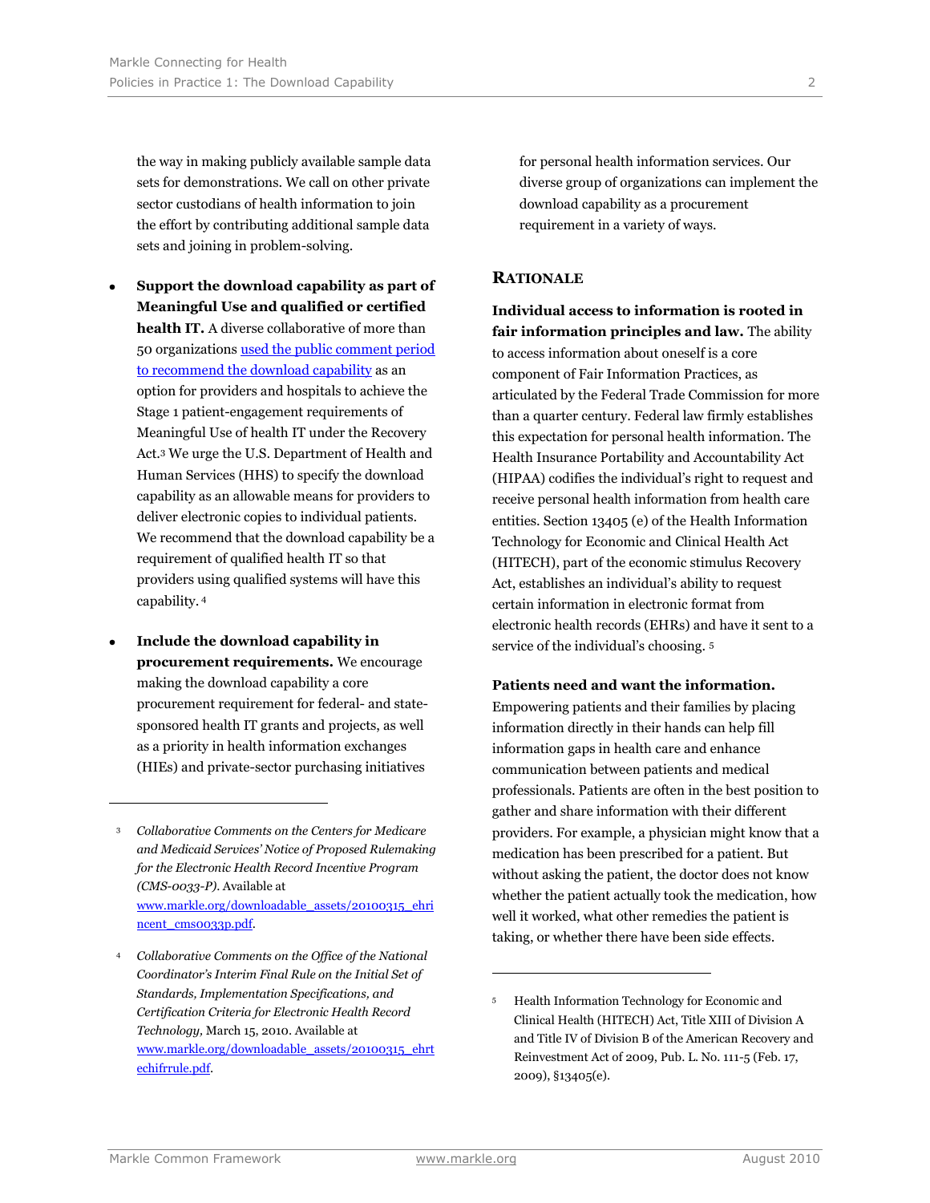the way in making publicly available sample data sets for demonstrations. We call on other private sector custodians of health information to join the effort by contributing additional sample data sets and joining in problem-solving.

- **Support the download capability as part of Meaningful Use and qualified or certified health IT.** A diverse collaborative of more than 50 organizations [used the public comment period to recommend the download capability](www.markle.org/downloadable_assets/20100315_ehrincent_cms0033p.pdf) as an option for providers and hospitals to achieve the Stage 1 patient-engagement requirements of Meaningful Use of health IT under the Recovery Act.[3] We urge the U.S. Department of Health and Human Services (HHS) to specify the download capability as an allowable means for providers to deliver electronic copies to individual patients. We recommend that the download capability be a requirement of qualified health IT so that providers using qualified systems will have this capability.[4]

- **Include the download capability in procurement requirements.** We encourage making the download capability a core procurement requirement for federal- and state-sponsored health IT grants and projects, as well as a priority in health information exchanges (HIEs) and private-sector purchasing initiatives for personal health information services. Our diverse group of organizations can implement the download capability as a procurement requirement in a variety of ways.

## RATIONALE

**Individual access to information is rooted in fair information principles and law.** The ability to access information about oneself is a core component of Fair Information Practices, as articulated by the Federal Trade Commission for more than a quarter century. Federal law firmly establishes this expectation for personal health information. The Health Insurance Portability and Accountability Act (HIPAA) codifies the individual's right to request and receive personal health information from health care entities. Section 13405 (e) of the Health Information Technology for Economic and Clinical Health Act (HITECH), part of the economic stimulus Recovery Act, establishes an individual's ability to request certain information in electronic format from electronic health records (EHRs) and have it sent to a service of the individual's choosing.[5]

**Patients need and want the information.** Empowering patients and their families by placing information directly in their hands can help fill information gaps in health care and enhance communication between patients and medical professionals. Patients are often in the best position to gather and share information with their different providers. For example, a physician might know that a medication has been prescribed for a patient. But without asking the patient, the doctor does not know whether the patient actually took the medication, how well it worked, what other remedies the patient is taking, or whether there have been side effects.

---

[3] *Collaborative Comments on the Centers for Medicare and Medicaid Services' Notice of Proposed Rulemaking for the Electronic Health Record Incentive Program (CMS-0033-P).* Available at www.markle.org/downloadable_assets/20100315_ehrincent_cms0033p.pdf.

[4] *Collaborative Comments on the Office of the National Coordinator's Interim Final Rule on the Initial Set of Standards, Implementation Specifications, and Certification Criteria for Electronic Health Record Technology,* March 15, 2010. Available at www.markle.org/downloadable_assets/20100315_ehrtechifrrule.pdf.

[5] Health Information Technology for Economic and Clinical Health (HITECH) Act, Title XIII of Division A and Title IV of Division B of the American Recovery and Reinvestment Act of 2009, Pub. L. No. 111-5 (Feb. 17, 2009), §13405(e).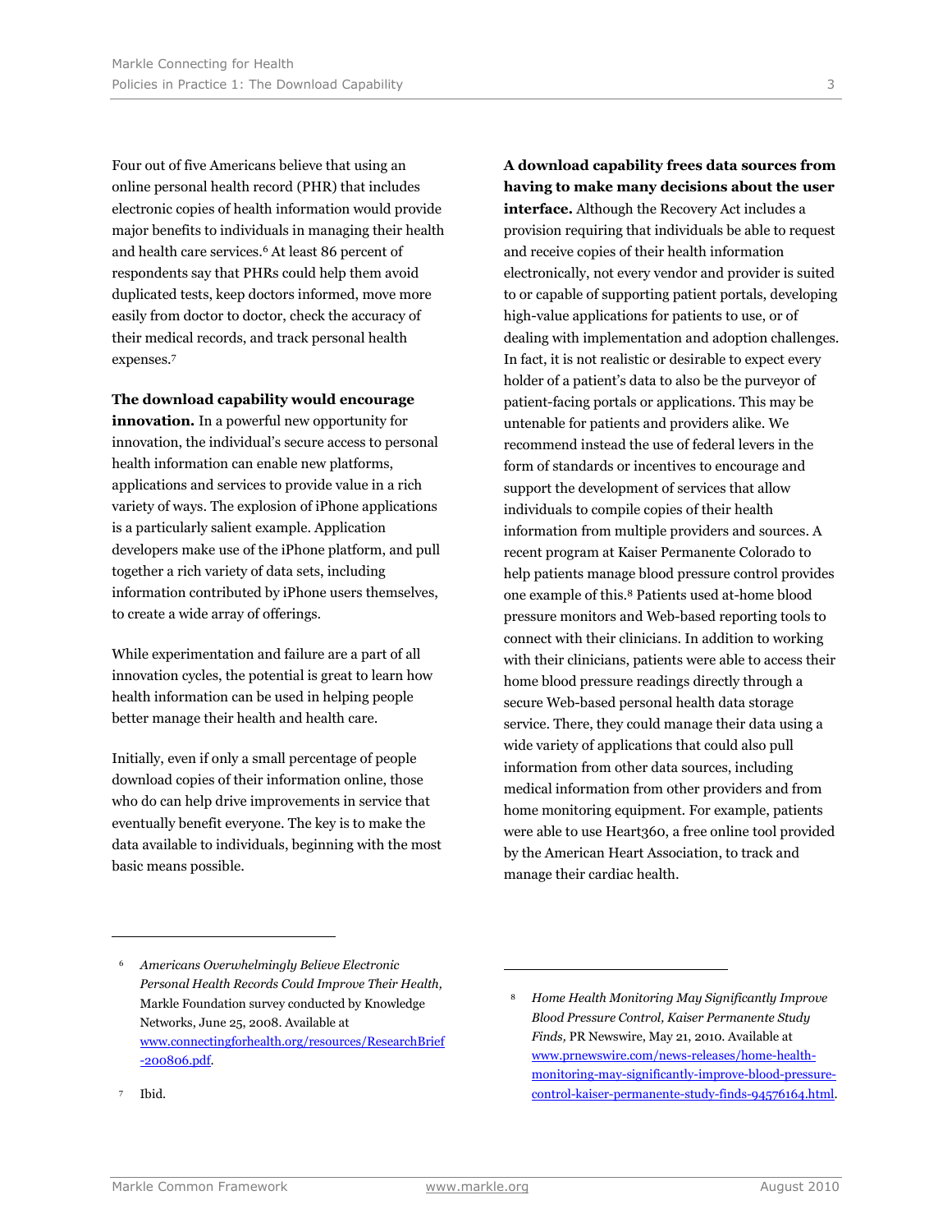Four out of five Americans believe that using an online personal health record (PHR) that includes electronic copies of health information would provide major benefits to individuals in managing their health and health care services.[6] At least 86 percent of respondents say that PHRs could help them avoid duplicated tests, keep doctors informed, move more easily from doctor to doctor, check the accuracy of their medical records, and track personal health expenses.[7]

**The download capability would encourage innovation.** In a powerful new opportunity for innovation, the individual's secure access to personal health information can enable new platforms, applications and services to provide value in a rich variety of ways. The explosion of iPhone applications is a particularly salient example. Application developers make use of the iPhone platform, and pull together a rich variety of data sets, including information contributed by iPhone users themselves, to create a wide array of offerings.

While experimentation and failure are a part of all innovation cycles, the potential is great to learn how health information can be used in helping people better manage their health and health care.

Initially, even if only a small percentage of people download copies of their information online, those who do can help drive improvements in service that eventually benefit everyone. The key is to make the data available to individuals, beginning with the most basic means possible.

**A download capability frees data sources from having to make many decisions about the user interface.** Although the Recovery Act includes a provision requiring that individuals be able to request and receive copies of their health information electronically, not every vendor and provider is suited to or capable of supporting patient portals, developing high-value applications for patients to use, or of dealing with implementation and adoption challenges. In fact, it is not realistic or desirable to expect every holder of a patient's data to also be the purveyor of patient-facing portals or applications. This may be untenable for patients and providers alike. We recommend instead the use of federal levers in the form of standards or incentives to encourage and support the development of services that allow individuals to compile copies of their health information from multiple providers and sources. A recent program at Kaiser Permanente Colorado to help patients manage blood pressure control provides one example of this.[8] Patients used at-home blood pressure monitors and Web-based reporting tools to connect with their clinicians. In addition to working with their clinicians, patients were able to access their home blood pressure readings directly through a secure Web-based personal health data storage service. There, they could manage their data using a wide variety of applications that could also pull information from other data sources, including medical information from other providers and from home monitoring equipment. For example, patients were able to use Heart360, a free online tool provided by the American Heart Association, to track and manage their cardiac health.

---

[6] *Americans Overwhelmingly Believe Electronic Personal Health Records Could Improve Their Health,* Markle Foundation survey conducted by Knowledge Networks, June 25, 2008. Available at www.connectingforhealth.org/resources/ResearchBrief-200806.pdf.

[7] Ibid.

[8] *Home Health Monitoring May Significantly Improve Blood Pressure Control, Kaiser Permanente Study Finds,* PR Newswire, May 21, 2010. Available at www.prnewswire.com/news-releases/home-health-monitoring-may-significantly-improve-blood-pressure-control-kaiser-permanente-study-finds-94576164.html.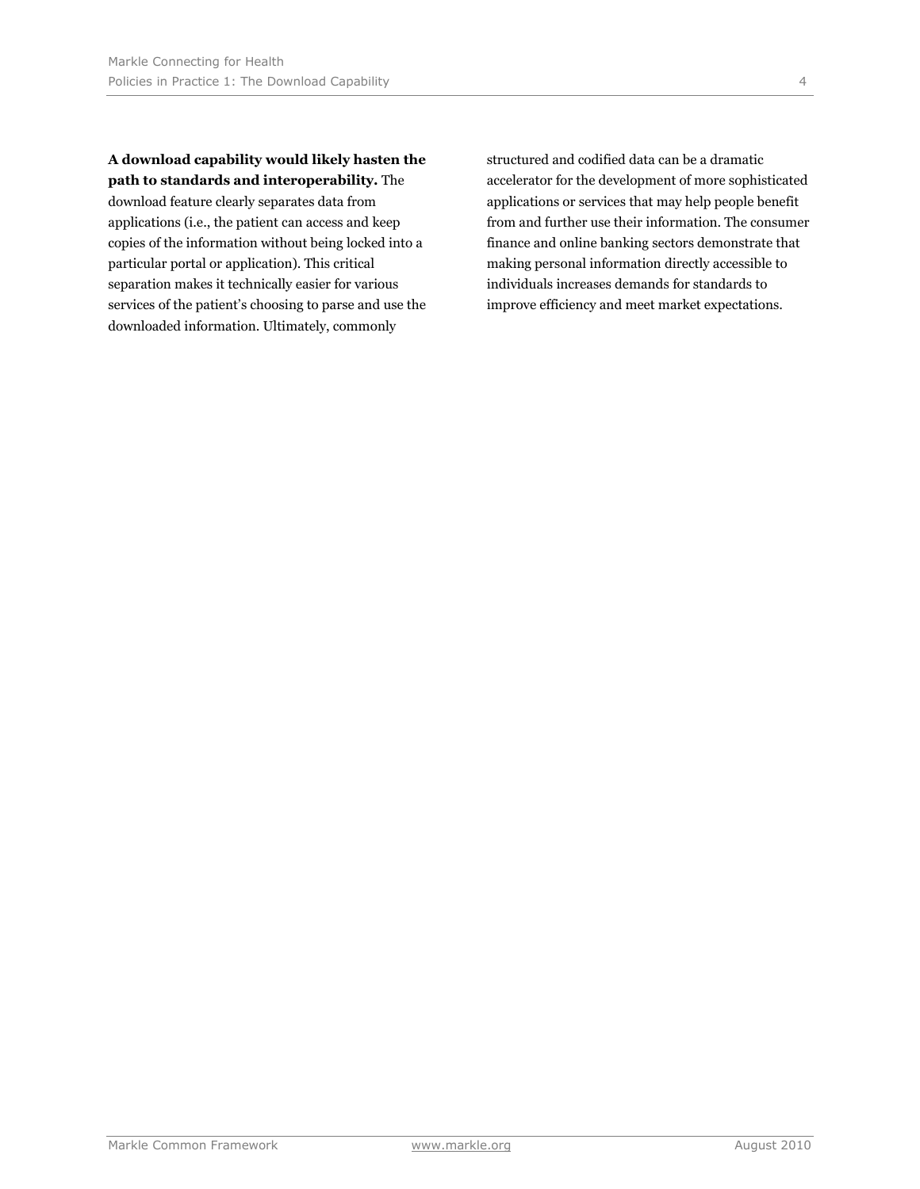**A download capability would likely hasten the path to standards and interoperability.** The download feature clearly separates data from applications (i.e., the patient can access and keep copies of the information without being locked into a particular portal or application). This critical separation makes it technically easier for various services of the patient's choosing to parse and use the downloaded information. Ultimately, commonly structured and codified data can be a dramatic accelerator for the development of more sophisticated applications or services that may help people benefit from and further use their information. The consumer finance and online banking sectors demonstrate that making personal information directly accessible to individuals increases demands for standards to improve efficiency and meet market expectations.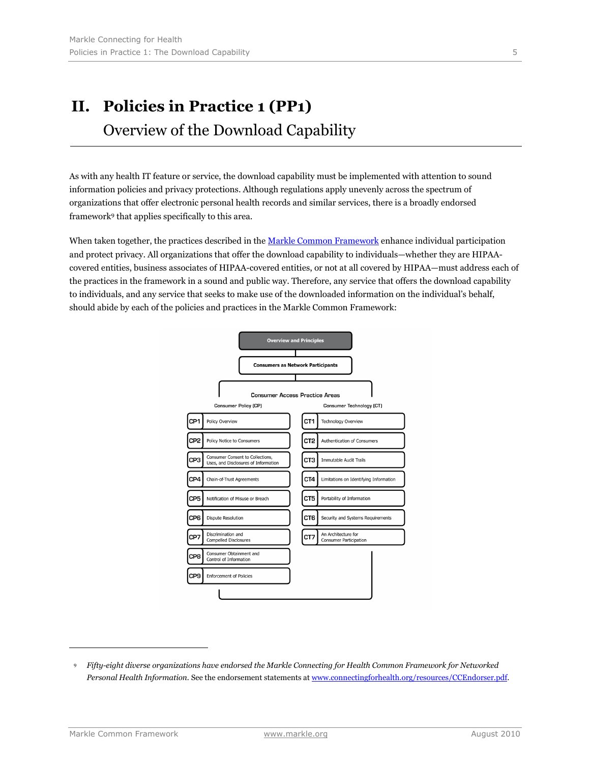# II. Policies in Practice 1 (PP1)

## Overview of the Download Capability

As with any health IT feature or service, the download capability must be implemented with attention to sound information policies and privacy protections. Although regulations apply unevenly across the spectrum of organizations that offer electronic personal health records and similar services, there is a broadly endorsed framework[9] that applies specifically to this area.

When taken together, the practices described in the Markle Common Framework enhance individual participation and protect privacy. All organizations that offer the download capability to individuals—whether they are HIPAA-covered entities, business associates of HIPAA-covered entities, or not at all covered by HIPAA—must address each of the practices in the framework in a sound and public way. Therefore, any service that offers the download capability to individuals, and any service that seeks to make use of the downloaded information on the individual's behalf, should abide by each of the policies and practices in the Markle Common Framework:

Overview and Principles

Consumers as Network Participants

Consumer Access Practice Areas

Consumer Policy (CP)

CP1 Policy Overview

CP2 Policy Notice to Consumers

CP3 Consumer Consent to Collections, Uses, and Disclosures of Information

CP4 Chain-of-Trust Agreements

CP5 Notification of Misuse or Breach

CP6 Dispute Resolution

CP7 Discrimination and Compelled Disclosures

CP8 Consumer Obtainment and Control of Information

CP9 Enforcement of Policies

Consumer Technology (CT)

CT1 Technology Overview

CT2 Authentication of Consumers

CT3 Immutable Audit Trails

CT4 Limitations on Identifying Information

CT5 Portability of Information

CT6 Security and Systems Requirements

CT7 An Architecture for Consumer Participation

---

[9] *Fifty-eight diverse organizations have endorsed the Markle Connecting for Health Common Framework for Networked Personal Health Information.* See the endorsement statements at www.connectingforhealth.org/resources/CCEndorser.pdf.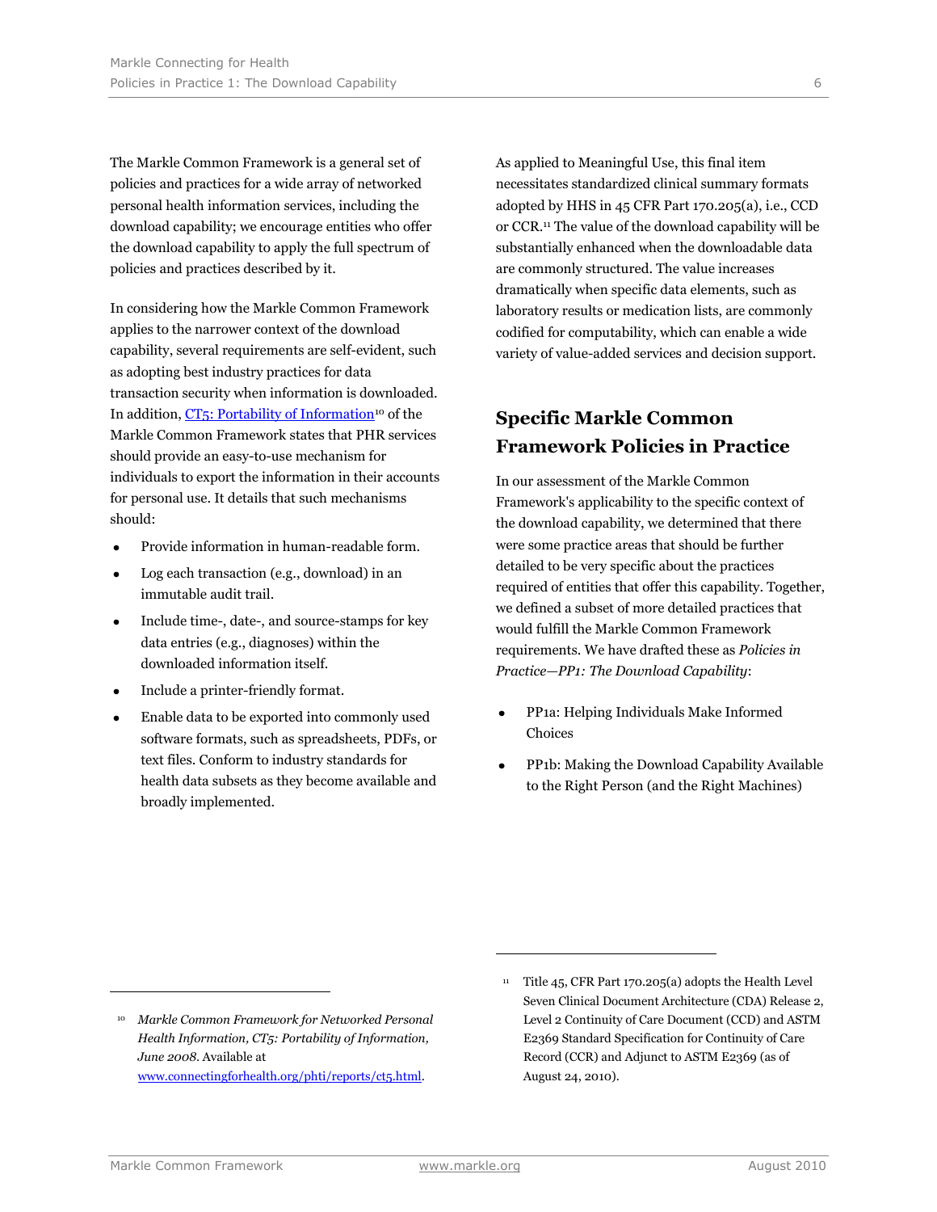The Markle Common Framework is a general set of policies and practices for a wide array of networked personal health information services, including the download capability; we encourage entities who offer the download capability to apply the full spectrum of policies and practices described by it.

In considering how the Markle Common Framework applies to the narrower context of the download capability, several requirements are self-evident, such as adopting best industry practices for data transaction security when information is downloaded. In addition, [CT5: Portability of Information](www.connectingforhealth.org/phti/reports/ct5.html)[10] of the Markle Common Framework states that PHR services should provide an easy-to-use mechanism for individuals to export the information in their accounts for personal use. It details that such mechanisms should:

- Provide information in human-readable form.
- Log each transaction (e.g., download) in an immutable audit trail.
- Include time-, date-, and source-stamps for key data entries (e.g., diagnoses) within the downloaded information itself.
- Include a printer-friendly format.
- Enable data to be exported into commonly used software formats, such as spreadsheets, PDFs, or text files. Conform to industry standards for health data subsets as they become available and broadly implemented.

As applied to Meaningful Use, this final item necessitates standardized clinical summary formats adopted by HHS in 45 CFR Part 170.205(a), i.e., CCD or CCR.[11] The value of the download capability will be substantially enhanced when the downloadable data are commonly structured. The value increases dramatically when specific data elements, such as laboratory results or medication lists, are commonly codified for computability, which can enable a wide variety of value-added services and decision support.

## Specific Markle Common Framework Policies in Practice

In our assessment of the Markle Common Framework's applicability to the specific context of the download capability, we determined that there were some practice areas that should be further detailed to be very specific about the practices required of entities that offer this capability. Together, we defined a subset of more detailed practices that would fulfill the Markle Common Framework requirements. We have drafted these as *Policies in Practice—PP1: The Download Capability*:

- PP1a: Helping Individuals Make Informed Choices
- PP1b: Making the Download Capability Available to the Right Person (and the Right Machines)

---

[10] *Markle Common Framework for Networked Personal Health Information, CT5: Portability of Information, June 2008*. Available at www.connectingforhealth.org/phti/reports/ct5.html.

[11] Title 45, CFR Part 170.205(a) adopts the Health Level Seven Clinical Document Architecture (CDA) Release 2, Level 2 Continuity of Care Document (CCD) and ASTM E2369 Standard Specification for Continuity of Care Record (CCR) and Adjunct to ASTM E2369 (as of August 24, 2010).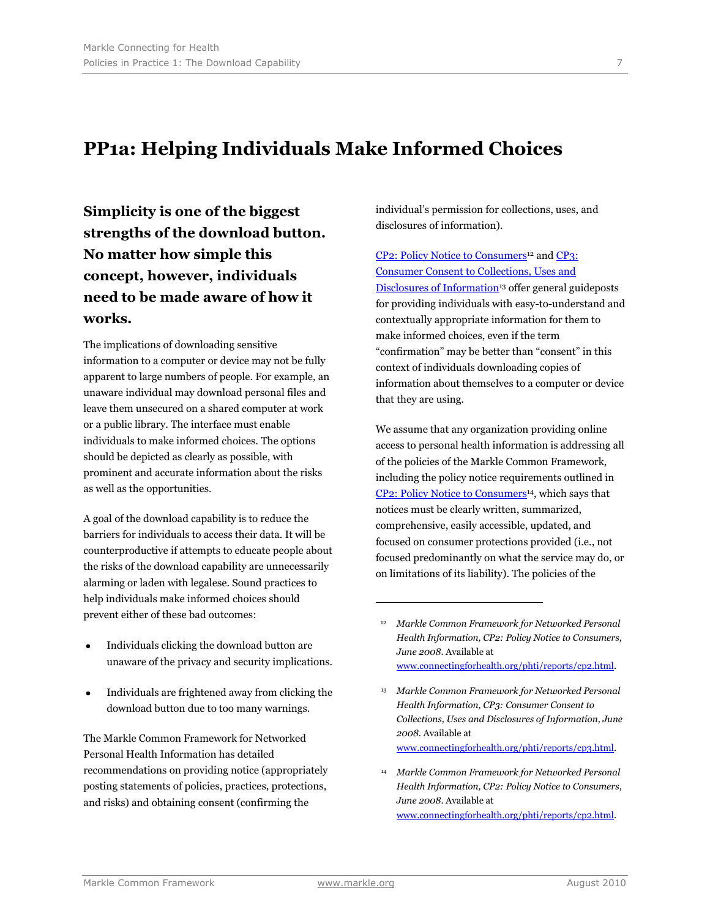# PP1a: Helping Individuals Make Informed Choices

**Simplicity is one of the biggest strengths of the download button. No matter how simple this concept, however, individuals need to be made aware of how it works.**

The implications of downloading sensitive information to a computer or device may not be fully apparent to large numbers of people. For example, an unaware individual may download personal files and leave them unsecured on a shared computer at work or a public library. The interface must enable individuals to make informed choices. The options should be depicted as clearly as possible, with prominent and accurate information about the risks as well as the opportunities.

A goal of the download capability is to reduce the barriers for individuals to access their data. It will be counterproductive if attempts to educate people about the risks of the download capability are unnecessarily alarming or laden with legalese. Sound practices to help individuals make informed choices should prevent either of these bad outcomes:

- Individuals clicking the download button are unaware of the privacy and security implications.
- Individuals are frightened away from clicking the download button due to too many warnings.

The Markle Common Framework for Networked Personal Health Information has detailed recommendations on providing notice (appropriately posting statements of policies, practices, protections, and risks) and obtaining consent (confirming the individual's permission for collections, uses, and disclosures of information).

[CP2: Policy Notice to Consumers](www.connectingforhealth.org/phti/reports/cp2.html)[12] and [CP3: Consumer Consent to Collections, Uses and Disclosures of Information](www.connectingforhealth.org/phti/reports/cp3.html)[13] offer general guideposts for providing individuals with easy-to-understand and contextually appropriate information for them to make informed choices, even if the term "confirmation" may be better than "consent" in this context of individuals downloading copies of information about themselves to a computer or device that they are using.

We assume that any organization providing online access to personal health information is addressing all of the policies of the Markle Common Framework, including the policy notice requirements outlined in [CP2: Policy Notice to Consumers](www.connectingforhealth.org/phti/reports/cp2.html)[14], which says that notices must be clearly written, summarized, comprehensive, easily accessible, updated, and focused on consumer protections provided (i.e., not focused predominantly on what the service may do, or on limitations of its liability). The policies of the

---

[12] *Markle Common Framework for Networked Personal Health Information, CP2: Policy Notice to Consumers, June 2008*. Available at www.connectingforhealth.org/phti/reports/cp2.html.

[13] *Markle Common Framework for Networked Personal Health Information, CP3: Consumer Consent to Collections, Uses and Disclosures of Information, June 2008*. Available at www.connectingforhealth.org/phti/reports/cp3.html.

[14] *Markle Common Framework for Networked Personal Health Information, CP2: Policy Notice to Consumers, June 2008*. Available at www.connectingforhealth.org/phti/reports/cp2.html.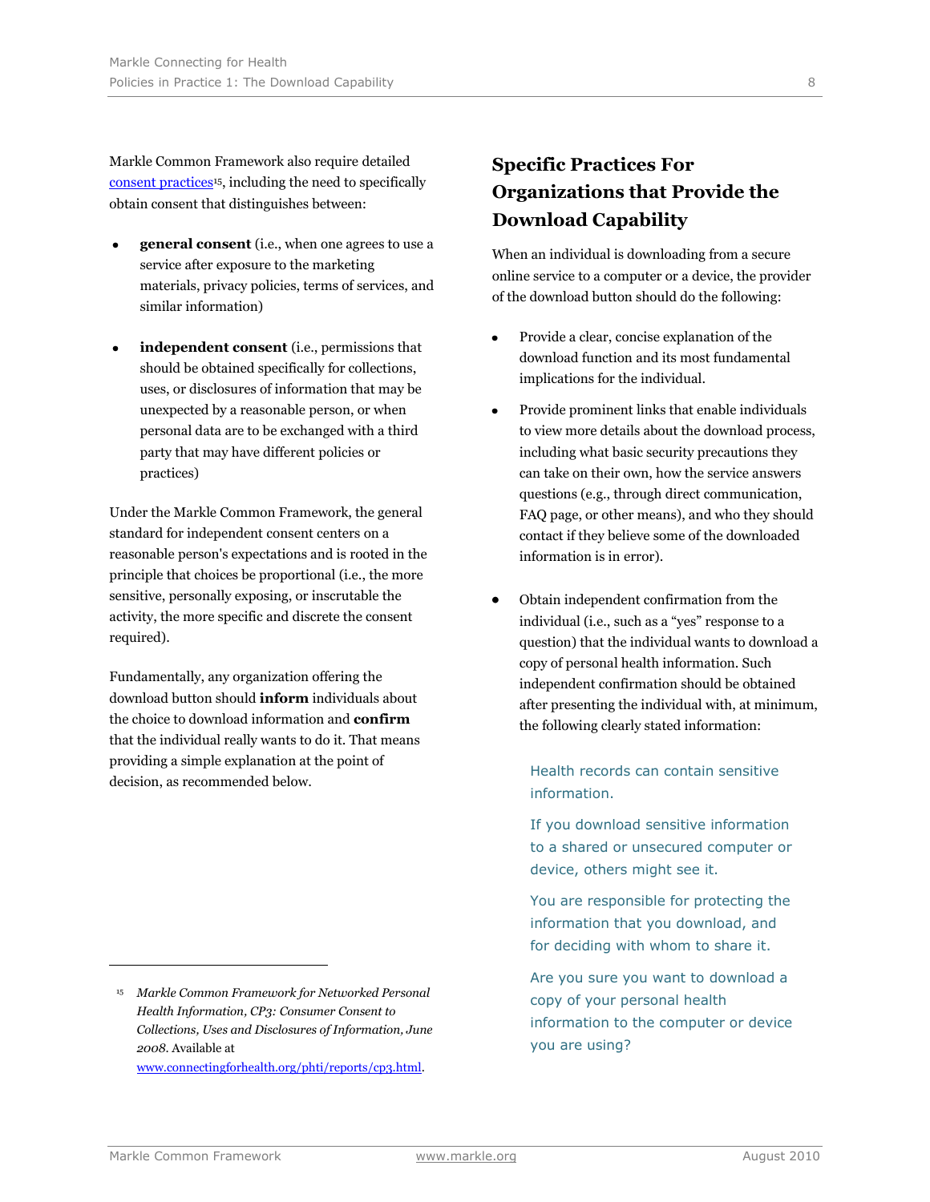Markle Common Framework also require detailed consent practices[15], including the need to specifically obtain consent that distinguishes between:

- **general consent** (i.e., when one agrees to use a service after exposure to the marketing materials, privacy policies, terms of services, and similar information)
- **independent consent** (i.e., permissions that should be obtained specifically for collections, uses, or disclosures of information that may be unexpected by a reasonable person, or when personal data are to be exchanged with a third party that may have different policies or practices)

Under the Markle Common Framework, the general standard for independent consent centers on a reasonable person's expectations and is rooted in the principle that choices be proportional (i.e., the more sensitive, personally exposing, or inscrutable the activity, the more specific and discrete the consent required).

Fundamentally, any organization offering the download button should **inform** individuals about the choice to download information and **confirm** that the individual really wants to do it. That means providing a simple explanation at the point of decision, as recommended below.

## Specific Practices For Organizations that Provide the Download Capability

When an individual is downloading from a secure online service to a computer or a device, the provider of the download button should do the following:

- Provide a clear, concise explanation of the download function and its most fundamental implications for the individual.
- Provide prominent links that enable individuals to view more details about the download process, including what basic security precautions they can take on their own, how the service answers questions (e.g., through direct communication, FAQ page, or other means), and who they should contact if they believe some of the downloaded information is in error).
- Obtain independent confirmation from the individual (i.e., such as a "yes" response to a question) that the individual wants to download a copy of personal health information. Such independent confirmation should be obtained after presenting the individual with, at minimum, the following clearly stated information:

  Health records can contain sensitive information.

  If you download sensitive information to a shared or unsecured computer or device, others might see it.

  You are responsible for protecting the information that you download, and for deciding with whom to share it.

  Are you sure you want to download a copy of your personal health information to the computer or device you are using?

---

[15] *Markle Common Framework for Networked Personal Health Information, CP3: Consumer Consent to Collections, Uses and Disclosures of Information, June 2008*. Available at www.connectingforhealth.org/phti/reports/cp3.html.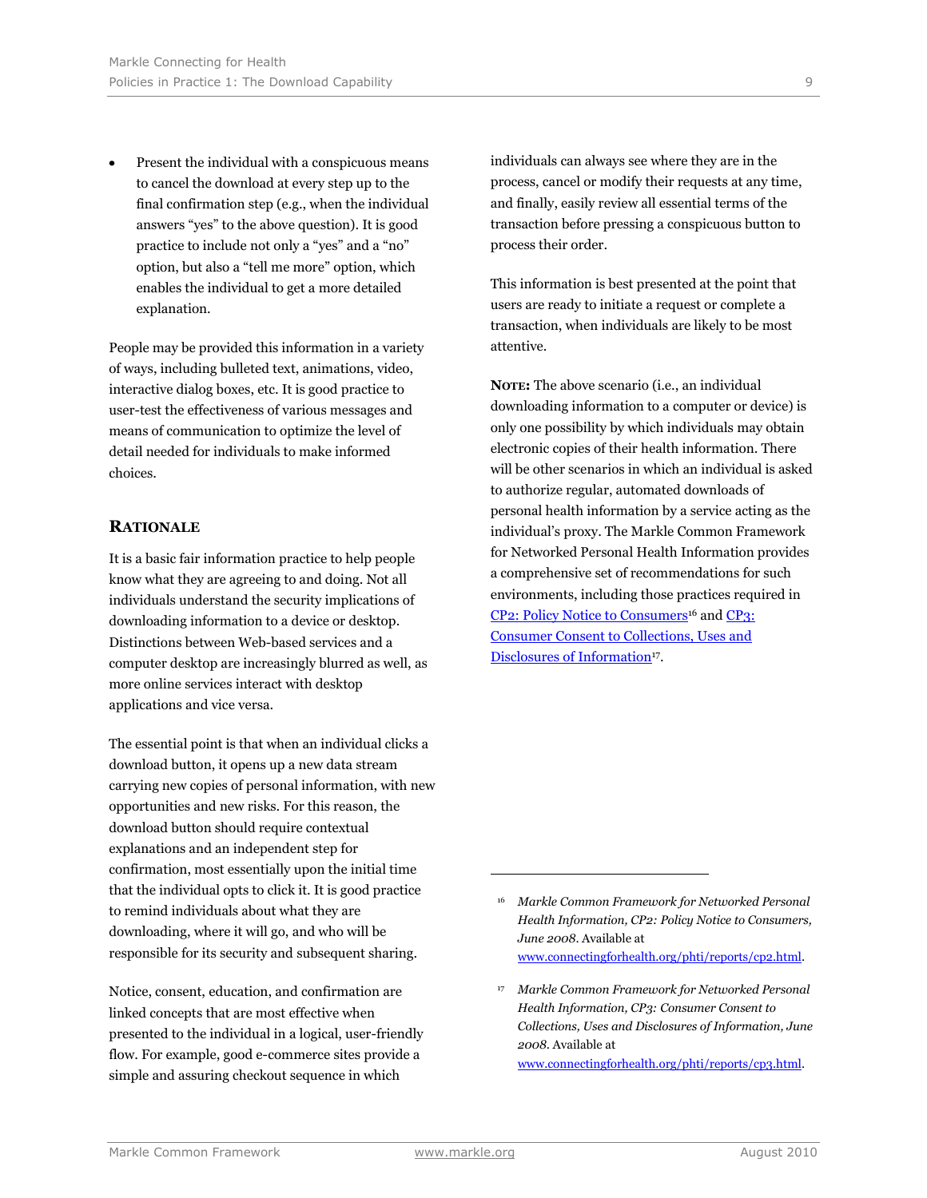- Present the individual with a conspicuous means to cancel the download at every step up to the final confirmation step (e.g., when the individual answers "yes" to the above question). It is good practice to include not only a "yes" and a "no" option, but also a "tell me more" option, which enables the individual to get a more detailed explanation.

People may be provided this information in a variety of ways, including bulleted text, animations, video, interactive dialog boxes, etc. It is good practice to user-test the effectiveness of various messages and means of communication to optimize the level of detail needed for individuals to make informed choices.

## RATIONALE

It is a basic fair information practice to help people know what they are agreeing to and doing. Not all individuals understand the security implications of downloading information to a device or desktop. Distinctions between Web-based services and a computer desktop are increasingly blurred as well, as more online services interact with desktop applications and vice versa.

The essential point is that when an individual clicks a download button, it opens up a new data stream carrying new copies of personal information, with new opportunities and new risks. For this reason, the download button should require contextual explanations and an independent step for confirmation, most essentially upon the initial time that the individual opts to click it. It is good practice to remind individuals about what they are downloading, where it will go, and who will be responsible for its security and subsequent sharing.

Notice, consent, education, and confirmation are linked concepts that are most effective when presented to the individual in a logical, user-friendly flow. For example, good e-commerce sites provide a simple and assuring checkout sequence in which individuals can always see where they are in the process, cancel or modify their requests at any time, and finally, easily review all essential terms of the transaction before pressing a conspicuous button to process their order.

This information is best presented at the point that users are ready to initiate a request or complete a transaction, when individuals are likely to be most attentive.

**NOTE:** The above scenario (i.e., an individual downloading information to a computer or device) is only one possibility by which individuals may obtain electronic copies of their health information. There will be other scenarios in which an individual is asked to authorize regular, automated downloads of personal health information by a service acting as the individual's proxy. The Markle Common Framework for Networked Personal Health Information provides a comprehensive set of recommendations for such environments, including those practices required in CP2: Policy Notice to Consumers[16] and CP3: Consumer Consent to Collections, Uses and Disclosures of Information[17].

---

[16] *Markle Common Framework for Networked Personal Health Information, CP2: Policy Notice to Consumers, June 2008*. Available at www.connectingforhealth.org/phti/reports/cp2.html.

[17] *Markle Common Framework for Networked Personal Health Information, CP3: Consumer Consent to Collections, Uses and Disclosures of Information, June 2008*. Available at www.connectingforhealth.org/phti/reports/cp3.html.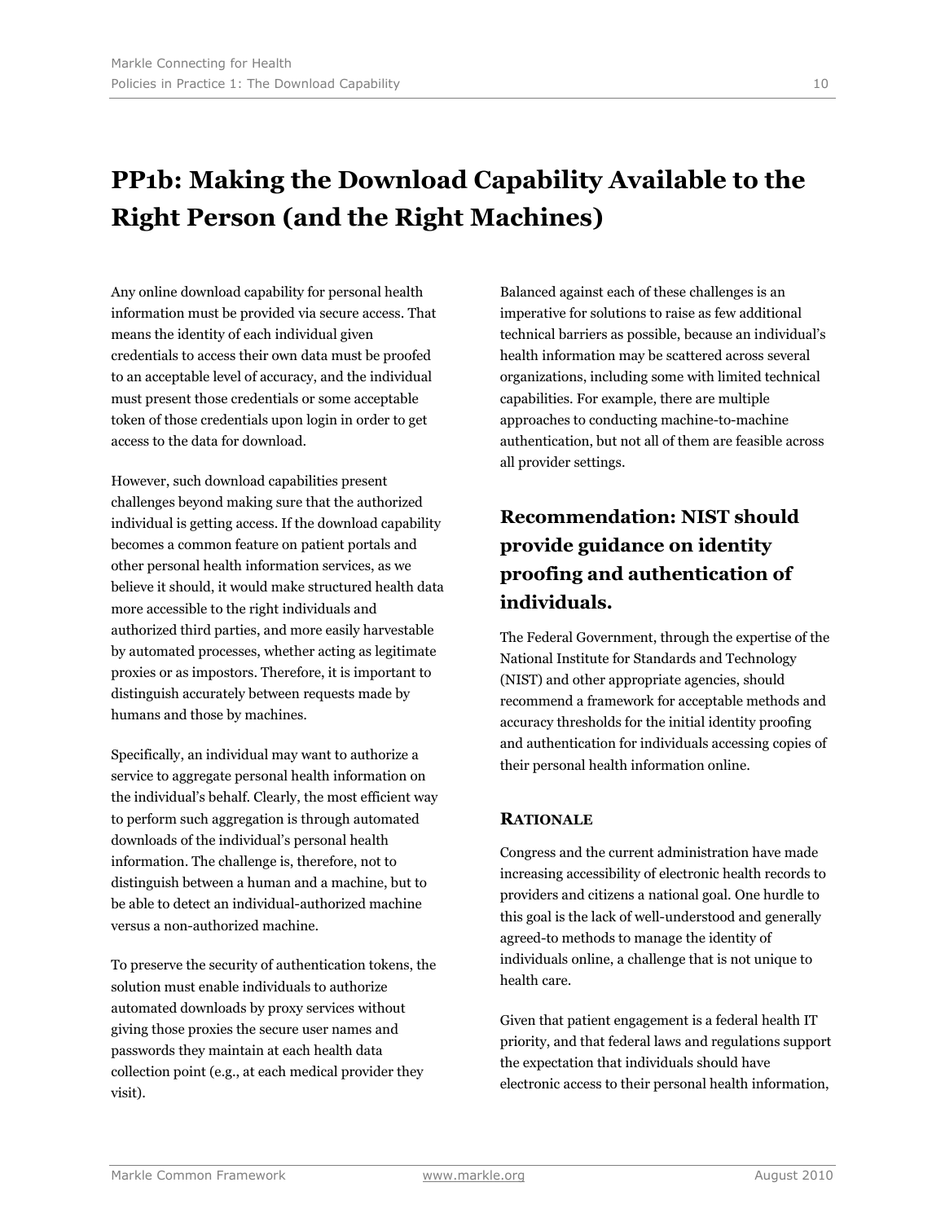# PP1b: Making the Download Capability Available to the Right Person (and the Right Machines)

Any online download capability for personal health information must be provided via secure access. That means the identity of each individual given credentials to access their own data must be proofed to an acceptable level of accuracy, and the individual must present those credentials or some acceptable token of those credentials upon login in order to get access to the data for download.

However, such download capabilities present challenges beyond making sure that the authorized individual is getting access. If the download capability becomes a common feature on patient portals and other personal health information services, as we believe it should, it would make structured health data more accessible to the right individuals and authorized third parties, and more easily harvestable by automated processes, whether acting as legitimate proxies or as impostors. Therefore, it is important to distinguish accurately between requests made by humans and those by machines.

Specifically, an individual may want to authorize a service to aggregate personal health information on the individual's behalf. Clearly, the most efficient way to perform such aggregation is through automated downloads of the individual's personal health information. The challenge is, therefore, not to distinguish between a human and a machine, but to be able to detect an individual-authorized machine versus a non-authorized machine.

To preserve the security of authentication tokens, the solution must enable individuals to authorize automated downloads by proxy services without giving those proxies the secure user names and passwords they maintain at each health data collection point (e.g., at each medical provider they visit).

Balanced against each of these challenges is an imperative for solutions to raise as few additional technical barriers as possible, because an individual's health information may be scattered across several organizations, including some with limited technical capabilities. For example, there are multiple approaches to conducting machine-to-machine authentication, but not all of them are feasible across all provider settings.

## Recommendation: NIST should provide guidance on identity proofing and authentication of individuals.

The Federal Government, through the expertise of the National Institute for Standards and Technology (NIST) and other appropriate agencies, should recommend a framework for acceptable methods and accuracy thresholds for the initial identity proofing and authentication for individuals accessing copies of their personal health information online.

### Rationale

Congress and the current administration have made increasing accessibility of electronic health records to providers and citizens a national goal. One hurdle to this goal is the lack of well-understood and generally agreed-to methods to manage the identity of individuals online, a challenge that is not unique to health care.

Given that patient engagement is a federal health IT priority, and that federal laws and regulations support the expectation that individuals should have electronic access to their personal health information,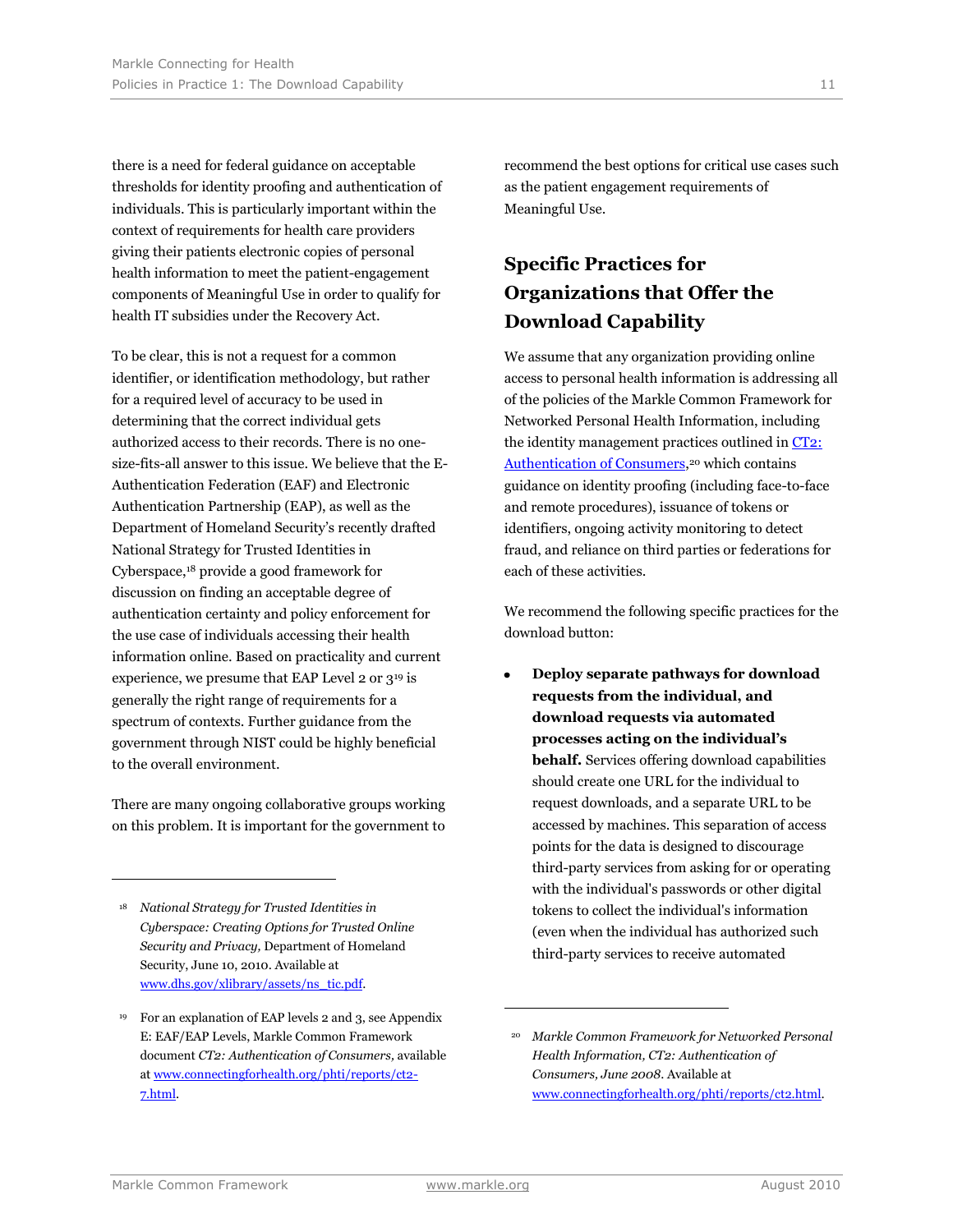there is a need for federal guidance on acceptable thresholds for identity proofing and authentication of individuals. This is particularly important within the context of requirements for health care providers giving their patients electronic copies of personal health information to meet the patient-engagement components of Meaningful Use in order to qualify for health IT subsidies under the Recovery Act.

To be clear, this is not a request for a common identifier, or identification methodology, but rather for a required level of accuracy to be used in determining that the correct individual gets authorized access to their records. There is no one-size-fits-all answer to this issue. We believe that the E-Authentication Federation (EAF) and Electronic Authentication Partnership (EAP), as well as the Department of Homeland Security's recently drafted National Strategy for Trusted Identities in Cyberspace,[18] provide a good framework for discussion on finding an acceptable degree of authentication certainty and policy enforcement for the use case of individuals accessing their health information online. Based on practicality and current experience, we presume that EAP Level 2 or 3[19] is generally the right range of requirements for a spectrum of contexts. Further guidance from the government through NIST could be highly beneficial to the overall environment.

There are many ongoing collaborative groups working on this problem. It is important for the government to recommend the best options for critical use cases such as the patient engagement requirements of Meaningful Use.

## Specific Practices for Organizations that Offer the Download Capability

We assume that any organization providing online access to personal health information is addressing all of the policies of the Markle Common Framework for Networked Personal Health Information, including the identity management practices outlined in [CT2: Authentication of Consumers](www.connectingforhealth.org/phti/reports/ct2.html),[20] which contains guidance on identity proofing (including face-to-face and remote procedures), issuance of tokens or identifiers, ongoing activity monitoring to detect fraud, and reliance on third parties or federations for each of these activities.

We recommend the following specific practices for the download button:

- **Deploy separate pathways for download requests from the individual, and download requests via automated processes acting on the individual's behalf.** Services offering download capabilities should create one URL for the individual to request downloads, and a separate URL to be accessed by machines. This separation of access points for the data is designed to discourage third-party services from asking for or operating with the individual's passwords or other digital tokens to collect the individual's information (even when the individual has authorized such third-party services to receive automated

---

[18] *National Strategy for Trusted Identities in Cyberspace: Creating Options for Trusted Online Security and Privacy,* Department of Homeland Security, June 10, 2010. Available at www.dhs.gov/xlibrary/assets/ns_tic.pdf.

[19] For an explanation of EAP levels 2 and 3, see Appendix E: EAF/EAP Levels, Markle Common Framework document *CT2: Authentication of Consumers,* available at www.connectingforhealth.org/phti/reports/ct2-7.html.

[20] *Markle Common Framework for Networked Personal Health Information, CT2: Authentication of Consumers, June 2008*. Available at www.connectingforhealth.org/phti/reports/ct2.html.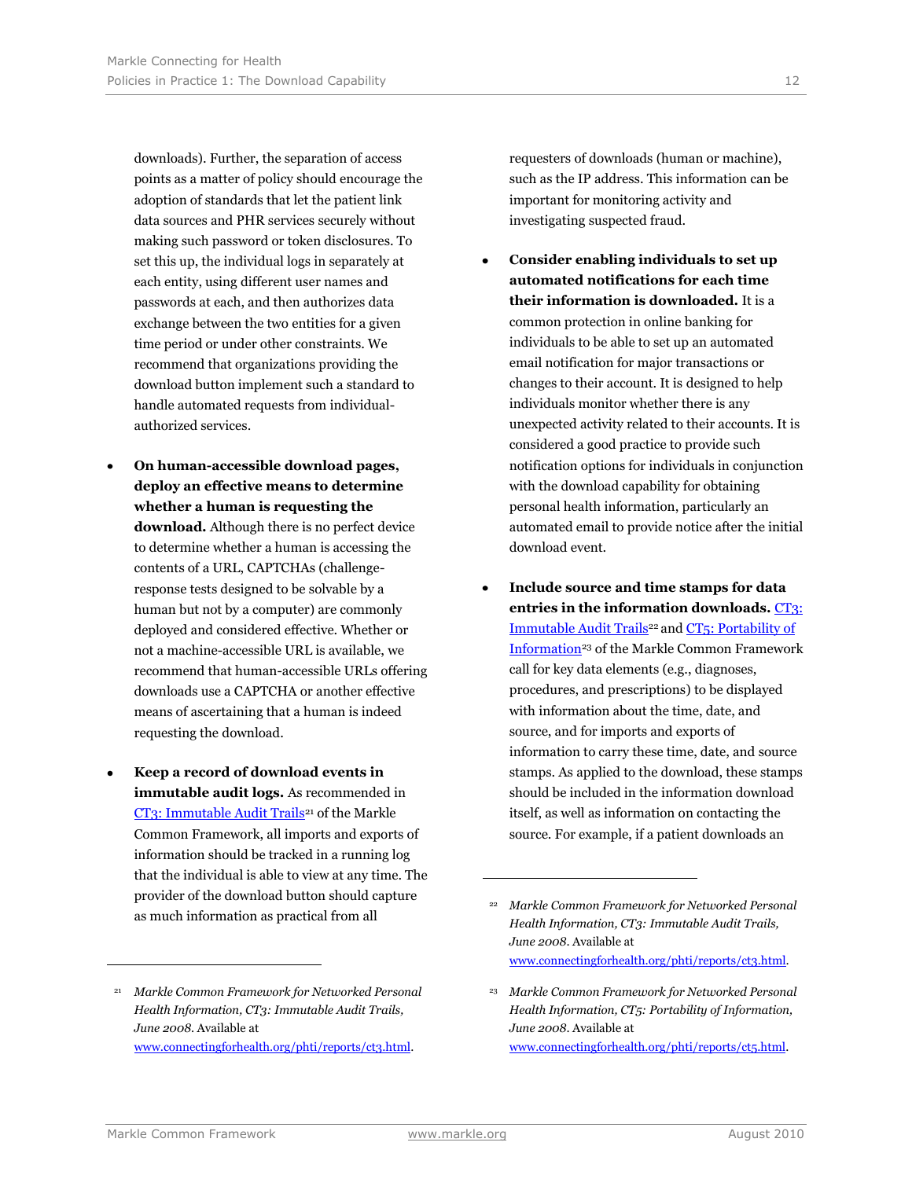downloads). Further, the separation of access points as a matter of policy should encourage the adoption of standards that let the patient link data sources and PHR services securely without making such password or token disclosures. To set this up, the individual logs in separately at each entity, using different user names and passwords at each, and then authorizes data exchange between the two entities for a given time period or under other constraints. We recommend that organizations providing the download button implement such a standard to handle automated requests from individual-authorized services.

- **On human-accessible download pages, deploy an effective means to determine whether a human is requesting the download.** Although there is no perfect device to determine whether a human is accessing the contents of a URL, CAPTCHAs (challenge-response tests designed to be solvable by a human but not by a computer) are commonly deployed and considered effective. Whether or not a machine-accessible URL is available, we recommend that human-accessible URLs offering downloads use a CAPTCHA or another effective means of ascertaining that a human is indeed requesting the download.

- **Keep a record of download events in immutable audit logs.** As recommended in [CT3: Immutable Audit Trails](www.connectingforhealth.org/phti/reports/ct3.html)[21] of the Markle Common Framework, all imports and exports of information should be tracked in a running log that the individual is able to view at any time. The provider of the download button should capture as much information as practical from all requesters of downloads (human or machine), such as the IP address. This information can be important for monitoring activity and investigating suspected fraud.

- **Consider enabling individuals to set up automated notifications for each time their information is downloaded.** It is a common protection in online banking for individuals to be able to set up an automated email notification for major transactions or changes to their account. It is designed to help individuals monitor whether there is any unexpected activity related to their accounts. It is considered a good practice to provide such notification options for individuals in conjunction with the download capability for obtaining personal health information, particularly an automated email to provide notice after the initial download event.

- **Include source and time stamps for data entries in the information downloads.** [CT3: Immutable Audit Trails](www.connectingforhealth.org/phti/reports/ct3.html)[22] and [CT5: Portability of Information](www.connectingforhealth.org/phti/reports/ct5.html)[23] of the Markle Common Framework call for key data elements (e.g., diagnoses, procedures, and prescriptions) to be displayed with information about the time, date, and source, and for imports and exports of information to carry these time, date, and source stamps. As applied to the download, these stamps should be included in the information download itself, as well as information on contacting the source. For example, if a patient downloads an

---

[21] *Markle Common Framework for Networked Personal Health Information, CT3: Immutable Audit Trails, June 2008*. Available at www.connectingforhealth.org/phti/reports/ct3.html.

[22] *Markle Common Framework for Networked Personal Health Information, CT3: Immutable Audit Trails, June 2008*. Available at www.connectingforhealth.org/phti/reports/ct3.html.

[23] *Markle Common Framework for Networked Personal Health Information, CT5: Portability of Information, June 2008*. Available at www.connectingforhealth.org/phti/reports/ct5.html.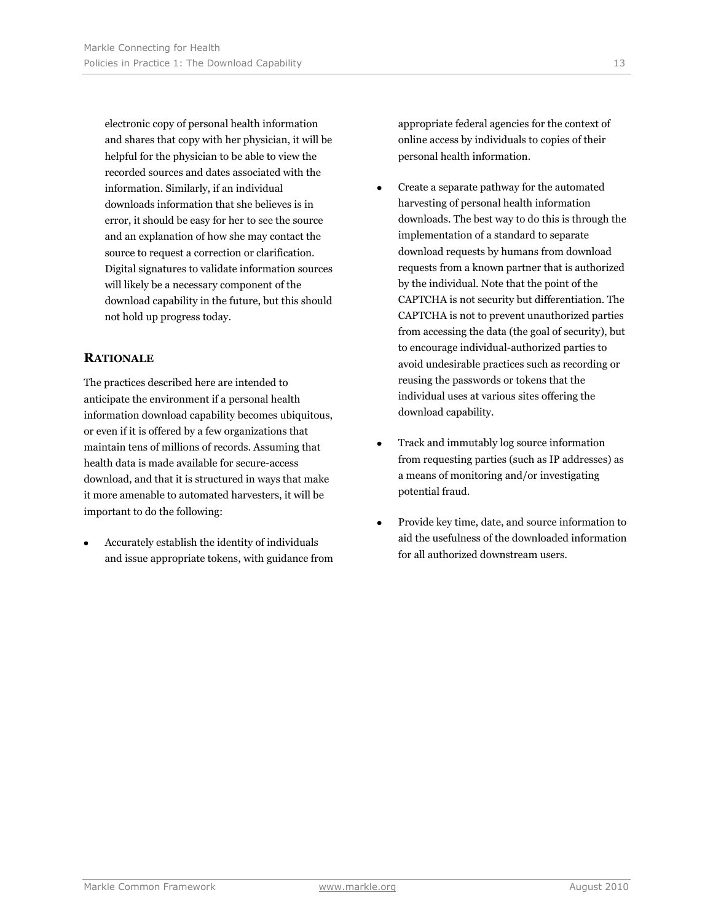electronic copy of personal health information and shares that copy with her physician, it will be helpful for the physician to be able to view the recorded sources and dates associated with the information. Similarly, if an individual downloads information that she believes is in error, it should be easy for her to see the source and an explanation of how she may contact the source to request a correction or clarification. Digital signatures to validate information sources will likely be a necessary component of the download capability in the future, but this should not hold up progress today.

## RATIONALE

The practices described here are intended to anticipate the environment if a personal health information download capability becomes ubiquitous, or even if it is offered by a few organizations that maintain tens of millions of records. Assuming that health data is made available for secure-access download, and that it is structured in ways that make it more amenable to automated harvesters, it will be important to do the following:

- Accurately establish the identity of individuals and issue appropriate tokens, with guidance from appropriate federal agencies for the context of online access by individuals to copies of their personal health information.
- Create a separate pathway for the automated harvesting of personal health information downloads. The best way to do this is through the implementation of a standard to separate download requests by humans from download requests from a known partner that is authorized by the individual. Note that the point of the CAPTCHA is not security but differentiation. The CAPTCHA is not to prevent unauthorized parties from accessing the data (the goal of security), but to encourage individual-authorized parties to avoid undesirable practices such as recording or reusing the passwords or tokens that the individual uses at various sites offering the download capability.
- Track and immutably log source information from requesting parties (such as IP addresses) as a means of monitoring and/or investigating potential fraud.
- Provide key time, date, and source information to aid the usefulness of the downloaded information for all authorized downstream users.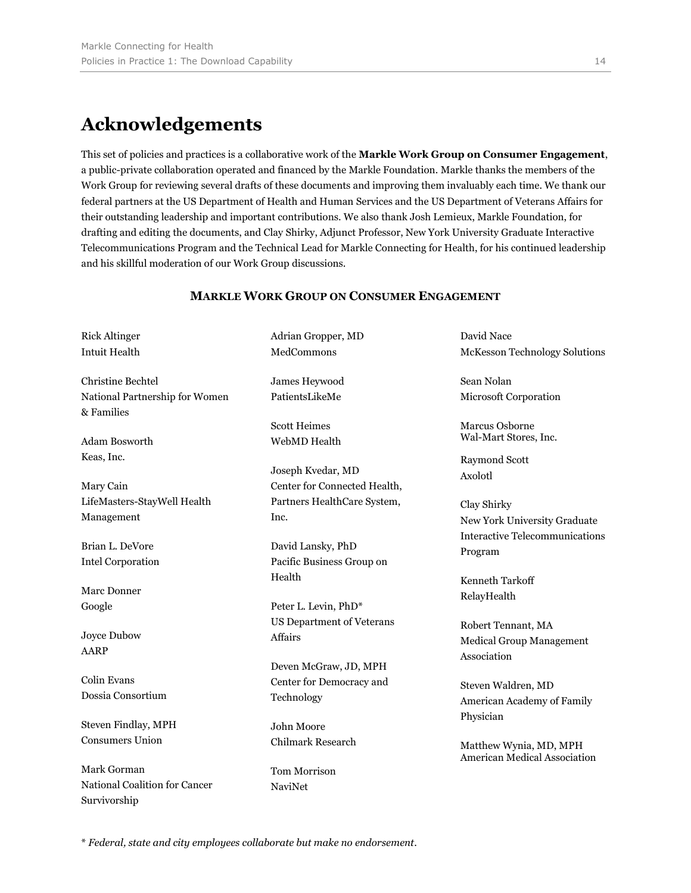# Acknowledgements

This set of policies and practices is a collaborative work of the **Markle Work Group on Consumer Engagement**, a public-private collaboration operated and financed by the Markle Foundation. Markle thanks the members of the Work Group for reviewing several drafts of these documents and improving them invaluably each time. We thank our federal partners at the US Department of Health and Human Services and the US Department of Veterans Affairs for their outstanding leadership and important contributions. We also thank Josh Lemieux, Markle Foundation, for drafting and editing the documents, and Clay Shirky, Adjunct Professor, New York University Graduate Interactive Telecommunications Program and the Technical Lead for Markle Connecting for Health, for his continued leadership and his skillful moderation of our Work Group discussions.

## MARKLE WORK GROUP ON CONSUMER ENGAGEMENT

Rick Altinger
Intuit Health

Christine Bechtel
National Partnership for Women & Families

Adam Bosworth
Keas, Inc.

Mary Cain
LifeMasters-StayWell Health Management

Brian L. DeVore
Intel Corporation

Marc Donner
Google

Joyce Dubow
AARP

Colin Evans
Dossia Consortium

Steven Findlay, MPH
Consumers Union

Mark Gorman
National Coalition for Cancer Survivorship

Adrian Gropper, MD
MedCommons

James Heywood
PatientsLikeMe

Scott Heimes
WebMD Health

Joseph Kvedar, MD
Center for Connected Health, Partners HealthCare System, Inc.

David Lansky, PhD
Pacific Business Group on Health

Peter L. Levin, PhD*
US Department of Veterans Affairs

Deven McGraw, JD, MPH
Center for Democracy and Technology

John Moore
Chilmark Research

Tom Morrison
NaviNet

David Nace
McKesson Technology Solutions

Sean Nolan
Microsoft Corporation

Marcus Osborne
Wal-Mart Stores, Inc.

Raymond Scott
Axolotl

Clay Shirky
New York University Graduate Interactive Telecommunications Program

Kenneth Tarkoff
RelayHealth

Robert Tennant, MA
Medical Group Management Association

Steven Waldren, MD
American Academy of Family Physician

Matthew Wynia, MD, MPH
American Medical Association

* *Federal, state and city employees collaborate but make no endorsement.*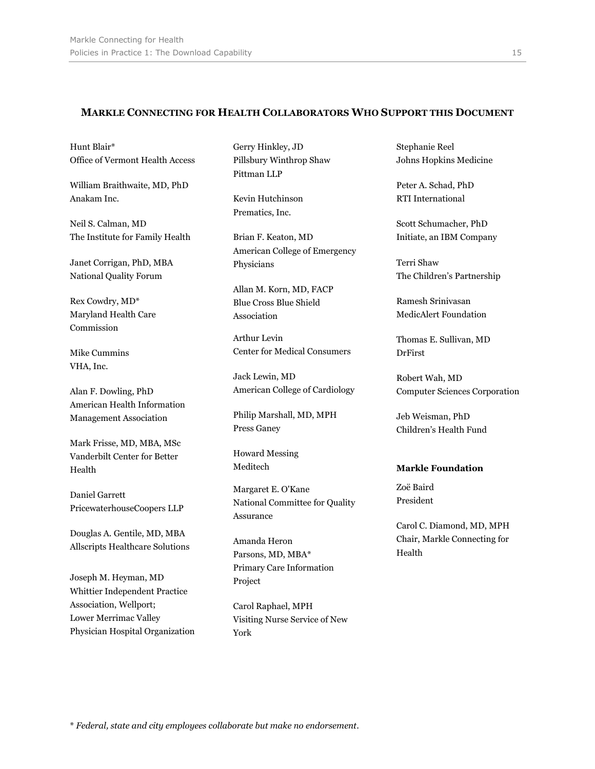## Markle Connecting for Health Collaborators Who Support this Document

Hunt Blair*
Office of Vermont Health Access

William Braithwaite, MD, PhD
Anakam Inc.

Neil S. Calman, MD
The Institute for Family Health

Janet Corrigan, PhD, MBA
National Quality Forum

Rex Cowdry, MD*
Maryland Health Care Commission

Mike Cummins
VHA, Inc.

Alan F. Dowling, PhD
American Health Information Management Association

Mark Frisse, MD, MBA, MSc
Vanderbilt Center for Better Health

Daniel Garrett
PricewaterhouseCoopers LLP

Douglas A. Gentile, MD, MBA
Allscripts Healthcare Solutions

Joseph M. Heyman, MD
Whittier Independent Practice Association, Wellport;
Lower Merrimac Valley Physician Hospital Organization

Gerry Hinkley, JD
Pillsbury Winthrop Shaw Pittman LLP

Kevin Hutchinson
Prematics, Inc.

Brian F. Keaton, MD
American College of Emergency Physicians

Allan M. Korn, MD, FACP
Blue Cross Blue Shield Association

Arthur Levin
Center for Medical Consumers

Jack Lewin, MD
American College of Cardiology

Philip Marshall, MD, MPH
Press Ganey

Howard Messing
Meditech

Margaret E. O'Kane
National Committee for Quality Assurance

Amanda Heron Parsons, MD, MBA*
Primary Care Information Project

Carol Raphael, MPH
Visiting Nurse Service of New York

Stephanie Reel
Johns Hopkins Medicine

Peter A. Schad, PhD
RTI International

Scott Schumacher, PhD
Initiate, an IBM Company

Terri Shaw
The Children's Partnership

Ramesh Srinivasan
MedicAlert Foundation

Thomas E. Sullivan, MD
DrFirst

Robert Wah, MD
Computer Sciences Corporation

Jeb Weisman, PhD
Children's Health Fund

**Markle Foundation**

Zoë Baird
President

Carol C. Diamond, MD, MPH
Chair, Markle Connecting for Health

\* *Federal, state and city employees collaborate but make no endorsement.*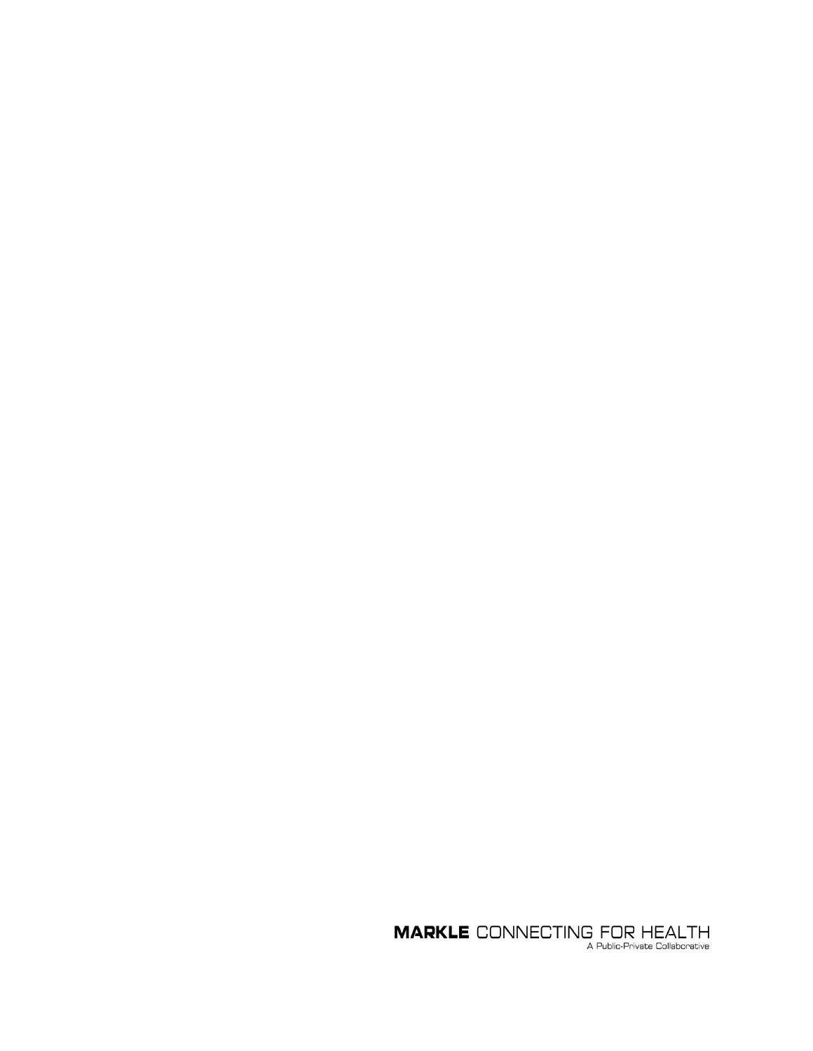**MARKLE** CONNECTING FOR HEALTH

A Public-Private Collaborative